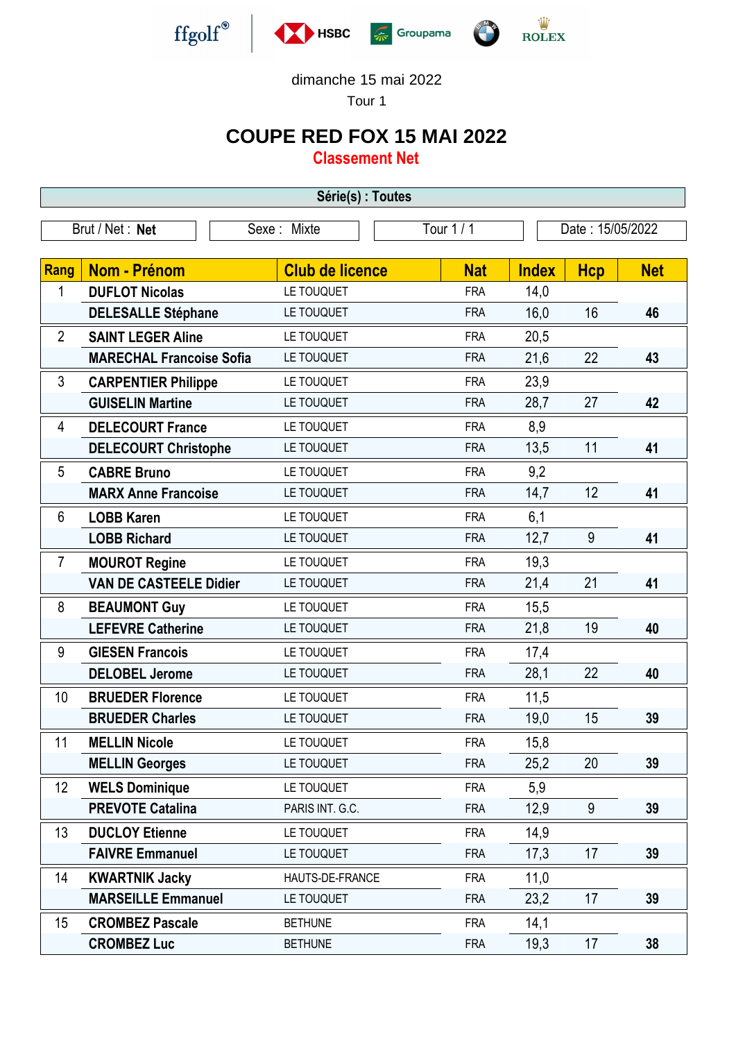ffgolf® HSBC Groupama BMW ROLEX

dimanche 15 mai 2022

Tour 1

# COUPE RED FOX 15 MAI 2022

## Classement Net

**Série(s) : Toutes**

| Brut / Net : **Net** | Sexe : Mixte | Tour 1 / 1 | Date : 15/05/2022 |
|---|---|---|---|

| Rang | Nom - Prénom | Club de licence | Nat | Index | Hcp | Net |
|---|---|---|---|---|---|---|
| 1 | **DUFLOT Nicolas** | LE TOUQUET | FRA | 14,0 | | |
| | **DELESALLE Stéphane** | LE TOUQUET | FRA | 16,0 | 16 | **46** |
| 2 | **SAINT LEGER Aline** | LE TOUQUET | FRA | 20,5 | | |
| | **MARECHAL Francoise Sofia** | LE TOUQUET | FRA | 21,6 | 22 | **43** |
| 3 | **CARPENTIER Philippe** | LE TOUQUET | FRA | 23,9 | | |
| | **GUISELIN Martine** | LE TOUQUET | FRA | 28,7 | 27 | **42** |
| 4 | **DELECOURT France** | LE TOUQUET | FRA | 8,9 | | |
| | **DELECOURT Christophe** | LE TOUQUET | FRA | 13,5 | 11 | **41** |
| 5 | **CABRE Bruno** | LE TOUQUET | FRA | 9,2 | | |
| | **MARX Anne Francoise** | LE TOUQUET | FRA | 14,7 | 12 | **41** |
| 6 | **LOBB Karen** | LE TOUQUET | FRA | 6,1 | | |
| | **LOBB Richard** | LE TOUQUET | FRA | 12,7 | 9 | **41** |
| 7 | **MOUROT Regine** | LE TOUQUET | FRA | 19,3 | | |
| | **VAN DE CASTEELE Didier** | LE TOUQUET | FRA | 21,4 | 21 | **41** |
| 8 | **BEAUMONT Guy** | LE TOUQUET | FRA | 15,5 | | |
| | **LEFEVRE Catherine** | LE TOUQUET | FRA | 21,8 | 19 | **40** |
| 9 | **GIESEN Francois** | LE TOUQUET | FRA | 17,4 | | |
| | **DELOBEL Jerome** | LE TOUQUET | FRA | 28,1 | 22 | **40** |
| 10 | **BRUEDER Florence** | LE TOUQUET | FRA | 11,5 | | |
| | **BRUEDER Charles** | LE TOUQUET | FRA | 19,0 | 15 | **39** |
| 11 | **MELLIN Nicole** | LE TOUQUET | FRA | 15,8 | | |
| | **MELLIN Georges** | LE TOUQUET | FRA | 25,2 | 20 | **39** |
| 12 | **WELS Dominique** | LE TOUQUET | FRA | 5,9 | | |
| | **PREVOTE Catalina** | PARIS INT. G.C. | FRA | 12,9 | 9 | **39** |
| 13 | **DUCLOY Etienne** | LE TOUQUET | FRA | 14,9 | | |
| | **FAIVRE Emmanuel** | LE TOUQUET | FRA | 17,3 | 17 | **39** |
| 14 | **KWARTNIK Jacky** | HAUTS-DE-FRANCE | FRA | 11,0 | | |
| | **MARSEILLE Emmanuel** | LE TOUQUET | FRA | 23,2 | 17 | **39** |
| 15 | **CROMBEZ Pascale** | BETHUNE | FRA | 14,1 | | |
| | **CROMBEZ Luc** | BETHUNE | FRA | 19,3 | 17 | **38** |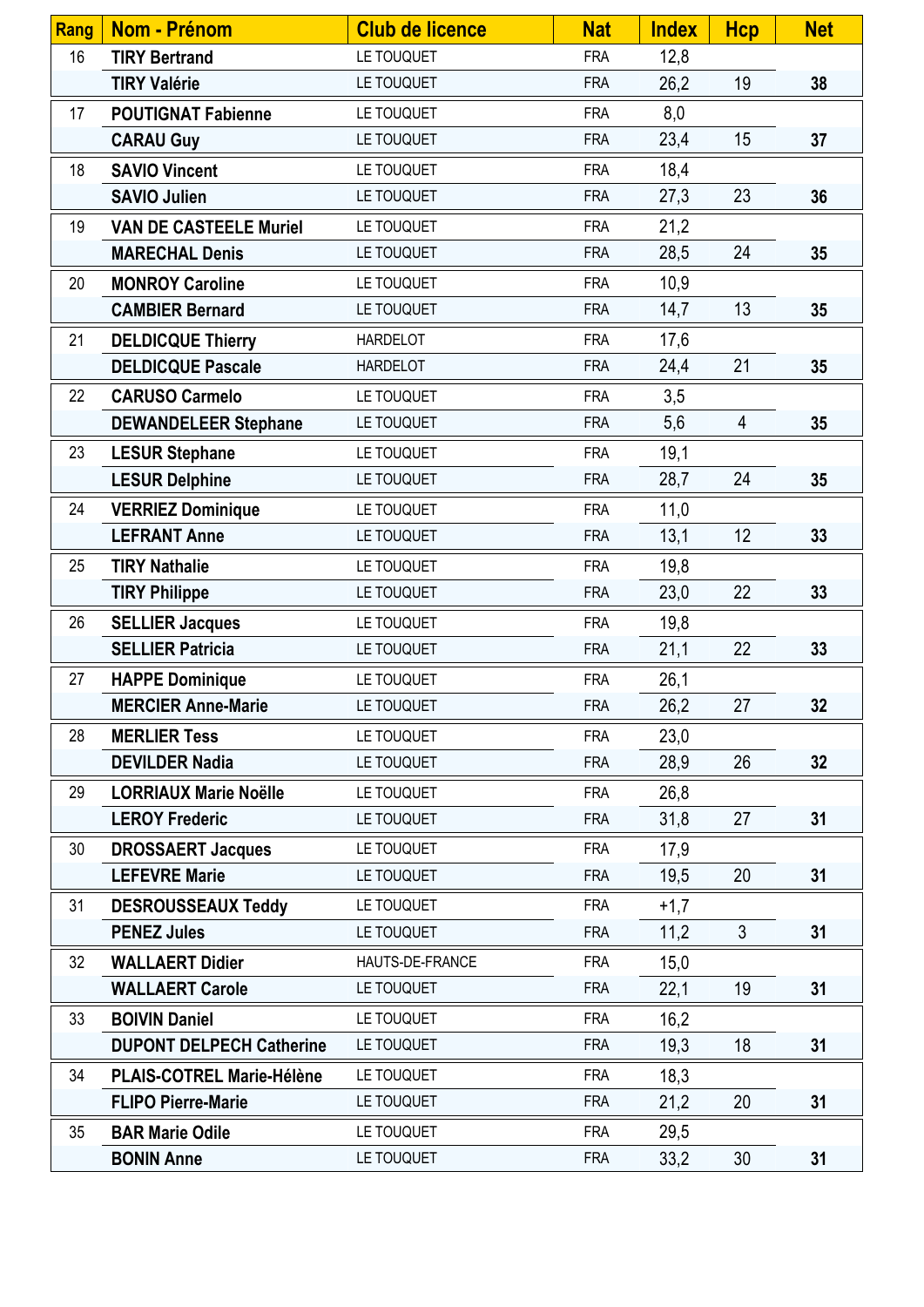| Rang | Nom - Prénom | Club de licence | Nat | Index | Hcp | Net |
|---|---|---|---|---|---|---|
| 16 | **TIRY Bertrand** | LE TOUQUET | FRA | 12,8 | | |
| | **TIRY Valérie** | LE TOUQUET | FRA | 26,2 | 19 | **38** |
| 17 | **POUTIGNAT Fabienne** | LE TOUQUET | FRA | 8,0 | | |
| | **CARAU Guy** | LE TOUQUET | FRA | 23,4 | 15 | **37** |
| 18 | **SAVIO Vincent** | LE TOUQUET | FRA | 18,4 | | |
| | **SAVIO Julien** | LE TOUQUET | FRA | 27,3 | 23 | **36** |
| 19 | **VAN DE CASTEELE Muriel** | LE TOUQUET | FRA | 21,2 | | |
| | **MARECHAL Denis** | LE TOUQUET | FRA | 28,5 | 24 | **35** |
| 20 | **MONROY Caroline** | LE TOUQUET | FRA | 10,9 | | |
| | **CAMBIER Bernard** | LE TOUQUET | FRA | 14,7 | 13 | **35** |
| 21 | **DELDICQUE Thierry** | HARDELOT | FRA | 17,6 | | |
| | **DELDICQUE Pascale** | HARDELOT | FRA | 24,4 | 21 | **35** |
| 22 | **CARUSO Carmelo** | LE TOUQUET | FRA | 3,5 | | |
| | **DEWANDELEER Stephane** | LE TOUQUET | FRA | 5,6 | 4 | **35** |
| 23 | **LESUR Stephane** | LE TOUQUET | FRA | 19,1 | | |
| | **LESUR Delphine** | LE TOUQUET | FRA | 28,7 | 24 | **35** |
| 24 | **VERRIEZ Dominique** | LE TOUQUET | FRA | 11,0 | | |
| | **LEFRANT Anne** | LE TOUQUET | FRA | 13,1 | 12 | **33** |
| 25 | **TIRY Nathalie** | LE TOUQUET | FRA | 19,8 | | |
| | **TIRY Philippe** | LE TOUQUET | FRA | 23,0 | 22 | **33** |
| 26 | **SELLIER Jacques** | LE TOUQUET | FRA | 19,8 | | |
| | **SELLIER Patricia** | LE TOUQUET | FRA | 21,1 | 22 | **33** |
| 27 | **HAPPE Dominique** | LE TOUQUET | FRA | 26,1 | | |
| | **MERCIER Anne-Marie** | LE TOUQUET | FRA | 26,2 | 27 | **32** |
| 28 | **MERLIER Tess** | LE TOUQUET | FRA | 23,0 | | |
| | **DEVILDER Nadia** | LE TOUQUET | FRA | 28,9 | 26 | **32** |
| 29 | **LORRIAUX Marie Noëlle** | LE TOUQUET | FRA | 26,8 | | |
| | **LEROY Frederic** | LE TOUQUET | FRA | 31,8 | 27 | **31** |
| 30 | **DROSSAERT Jacques** | LE TOUQUET | FRA | 17,9 | | |
| | **LEFEVRE Marie** | LE TOUQUET | FRA | 19,5 | 20 | **31** |
| 31 | **DESROUSSEAUX Teddy** | LE TOUQUET | FRA | +1,7 | | |
| | **PENEZ Jules** | LE TOUQUET | FRA | 11,2 | 3 | **31** |
| 32 | **WALLAERT Didier** | HAUTS-DE-FRANCE | FRA | 15,0 | | |
| | **WALLAERT Carole** | LE TOUQUET | FRA | 22,1 | 19 | **31** |
| 33 | **BOIVIN Daniel** | LE TOUQUET | FRA | 16,2 | | |
| | **DUPONT DELPECH Catherine** | LE TOUQUET | FRA | 19,3 | 18 | **31** |
| 34 | **PLAIS-COTREL Marie-Hélène** | LE TOUQUET | FRA | 18,3 | | |
| | **FLIPO Pierre-Marie** | LE TOUQUET | FRA | 21,2 | 20 | **31** |
| 35 | **BAR Marie Odile** | LE TOUQUET | FRA | 29,5 | | |
| | **BONIN Anne** | LE TOUQUET | FRA | 33,2 | 30 | **31** |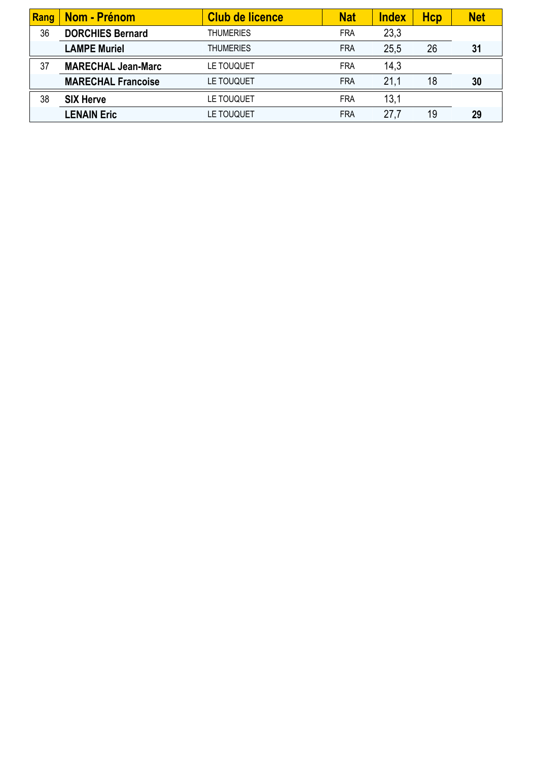| Rang | Nom - Prénom | Club de licence | Nat | Index | Hcp | Net |
|---|---|---|---|---|---|---|
| 36 | **DORCHIES Bernard** | THUMERIES | FRA | 23,3 | | |
| | **LAMPE Muriel** | THUMERIES | FRA | 25,5 | 26 | **31** |
| 37 | **MARECHAL Jean-Marc** | LE TOUQUET | FRA | 14,3 | | |
| | **MARECHAL Francoise** | LE TOUQUET | FRA | 21,1 | 18 | **30** |
| 38 | **SIX Herve** | LE TOUQUET | FRA | 13,1 | | |
| | **LENAIN Eric** | LE TOUQUET | FRA | 27,7 | 19 | **29** |